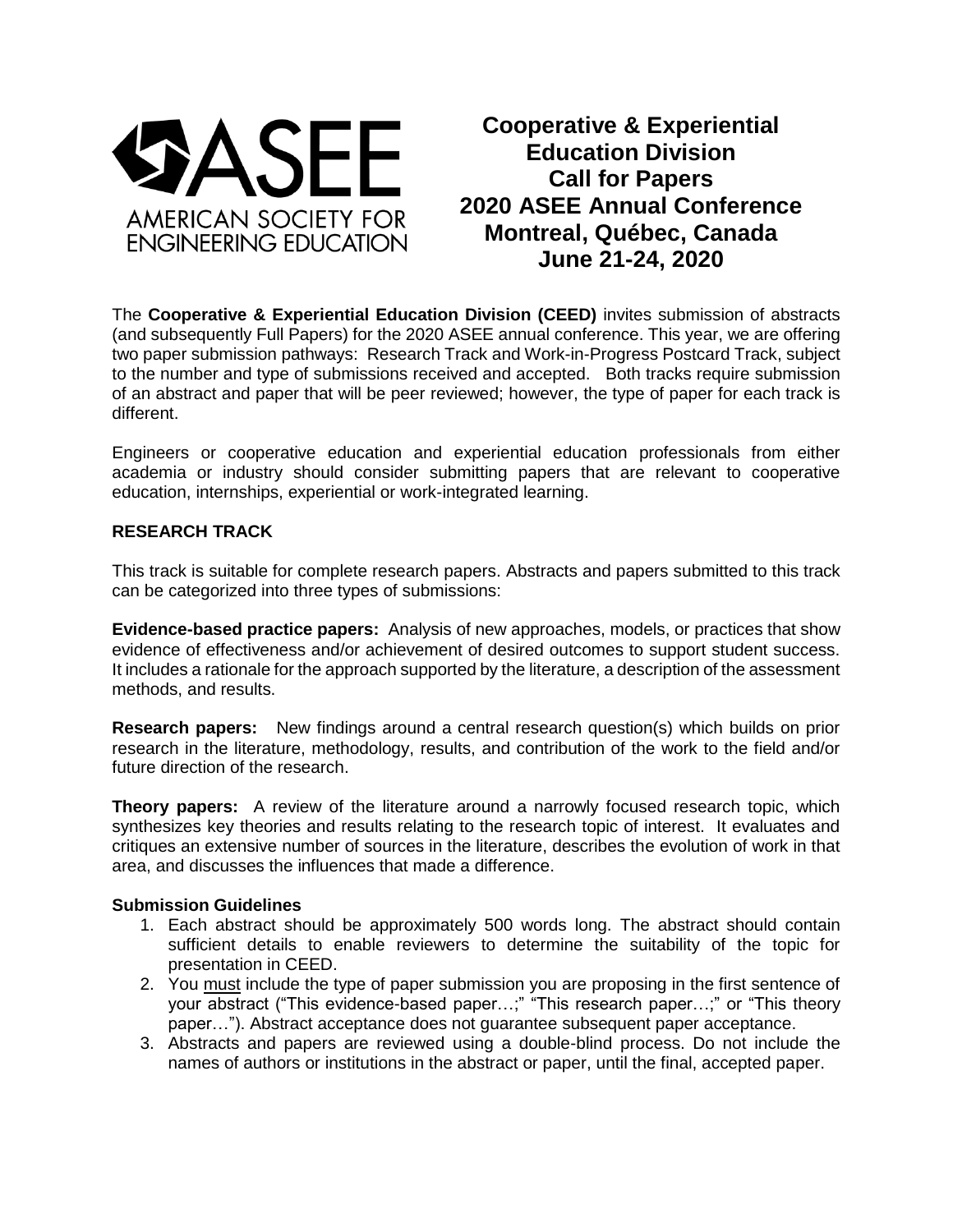ASEE
AMERICAN SOCIETY FOR ENGINEERING EDUCATION

# Cooperative & Experiential Education Division
# Call for Papers
# 2020 ASEE Annual Conference
# Montreal, Québec, Canada
# June 21-24, 2020

The **Cooperative & Experiential Education Division (CEED)** invites submission of abstracts (and subsequently Full Papers) for the 2020 ASEE annual conference. This year, we are offering two paper submission pathways: Research Track and Work-in-Progress Postcard Track, subject to the number and type of submissions received and accepted. Both tracks require submission of an abstract and paper that will be peer reviewed; however, the type of paper for each track is different.

Engineers or cooperative education and experiential education professionals from either academia or industry should consider submitting papers that are relevant to cooperative education, internships, experiential or work-integrated learning.

## RESEARCH TRACK

This track is suitable for complete research papers. Abstracts and papers submitted to this track can be categorized into three types of submissions:

**Evidence-based practice papers:** Analysis of new approaches, models, or practices that show evidence of effectiveness and/or achievement of desired outcomes to support student success. It includes a rationale for the approach supported by the literature, a description of the assessment methods, and results.

**Research papers:** New findings around a central research question(s) which builds on prior research in the literature, methodology, results, and contribution of the work to the field and/or future direction of the research.

**Theory papers:** A review of the literature around a narrowly focused research topic, which synthesizes key theories and results relating to the research topic of interest. It evaluates and critiques an extensive number of sources in the literature, describes the evolution of work in that area, and discusses the influences that made a difference.

### Submission Guidelines

1. Each abstract should be approximately 500 words long. The abstract should contain sufficient details to enable reviewers to determine the suitability of the topic for presentation in CEED.
2. You <u>must</u> include the type of paper submission you are proposing in the first sentence of your abstract ("This evidence-based paper…;" "This research paper…;" or "This theory paper…"). Abstract acceptance does not guarantee subsequent paper acceptance.
3. Abstracts and papers are reviewed using a double-blind process. Do not include the names of authors or institutions in the abstract or paper, until the final, accepted paper.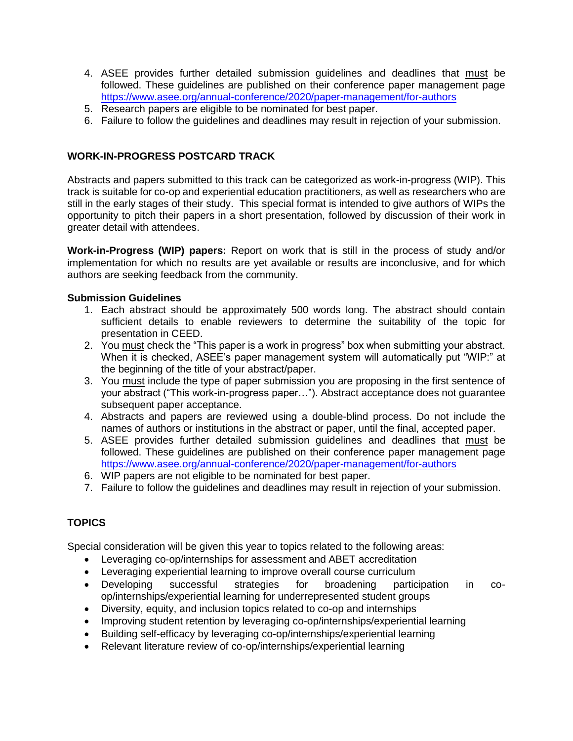4. ASEE provides further detailed submission guidelines and deadlines that must be followed. These guidelines are published on their conference paper management page https://www.asee.org/annual-conference/2020/paper-management/for-authors
5. Research papers are eligible to be nominated for best paper.
6. Failure to follow the guidelines and deadlines may result in rejection of your submission.

## WORK-IN-PROGRESS POSTCARD TRACK

Abstracts and papers submitted to this track can be categorized as work-in-progress (WIP). This track is suitable for co-op and experiential education practitioners, as well as researchers who are still in the early stages of their study. This special format is intended to give authors of WIPs the opportunity to pitch their papers in a short presentation, followed by discussion of their work in greater detail with attendees.

**Work-in-Progress (WIP) papers:** Report on work that is still in the process of study and/or implementation for which no results are yet available or results are inconclusive, and for which authors are seeking feedback from the community.

### Submission Guidelines

1. Each abstract should be approximately 500 words long. The abstract should contain sufficient details to enable reviewers to determine the suitability of the topic for presentation in CEED.
2. You must check the "This paper is a work in progress" box when submitting your abstract. When it is checked, ASEE's paper management system will automatically put "WIP:" at the beginning of the title of your abstract/paper.
3. You must include the type of paper submission you are proposing in the first sentence of your abstract ("This work-in-progress paper…"). Abstract acceptance does not guarantee subsequent paper acceptance.
4. Abstracts and papers are reviewed using a double-blind process. Do not include the names of authors or institutions in the abstract or paper, until the final, accepted paper.
5. ASEE provides further detailed submission guidelines and deadlines that must be followed. These guidelines are published on their conference paper management page https://www.asee.org/annual-conference/2020/paper-management/for-authors
6. WIP papers are not eligible to be nominated for best paper.
7. Failure to follow the guidelines and deadlines may result in rejection of your submission.

## TOPICS

Special consideration will be given this year to topics related to the following areas:

- Leveraging co-op/internships for assessment and ABET accreditation
- Leveraging experiential learning to improve overall course curriculum
- Developing successful strategies for broadening participation in co-op/internships/experiential learning for underrepresented student groups
- Diversity, equity, and inclusion topics related to co-op and internships
- Improving student retention by leveraging co-op/internships/experiential learning
- Building self-efficacy by leveraging co-op/internships/experiential learning
- Relevant literature review of co-op/internships/experiential learning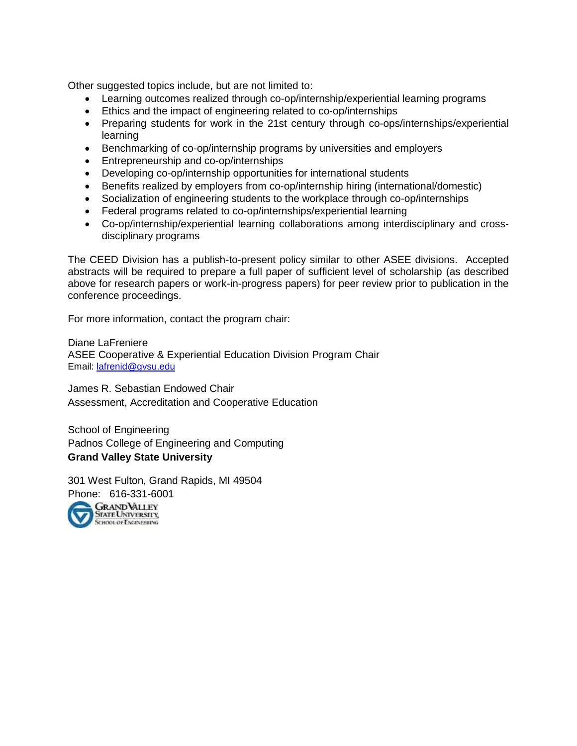Other suggested topics include, but are not limited to:

- Learning outcomes realized through co-op/internship/experiential learning programs
- Ethics and the impact of engineering related to co-op/internships
- Preparing students for work in the 21st century through co-ops/internships/experiential learning
- Benchmarking of co-op/internship programs by universities and employers
- Entrepreneurship and co-op/internships
- Developing co-op/internship opportunities for international students
- Benefits realized by employers from co-op/internship hiring (international/domestic)
- Socialization of engineering students to the workplace through co-op/internships
- Federal programs related to co-op/internships/experiential learning
- Co-op/internship/experiential learning collaborations among interdisciplinary and cross-disciplinary programs

The CEED Division has a publish-to-present policy similar to other ASEE divisions. Accepted abstracts will be required to prepare a full paper of sufficient level of scholarship (as described above for research papers or work-in-progress papers) for peer review prior to publication in the conference proceedings.

For more information, contact the program chair:

Diane LaFreniere
ASEE Cooperative & Experiential Education Division Program Chair
Email: lafrenid@gvsu.edu

James R. Sebastian Endowed Chair
Assessment, Accreditation and Cooperative Education

School of Engineering
Padnos College of Engineering and Computing
**Grand Valley State University**

301 West Fulton, Grand Rapids, MI 49504
Phone: 616-331-6001

Grand Valley State University
School of Engineering